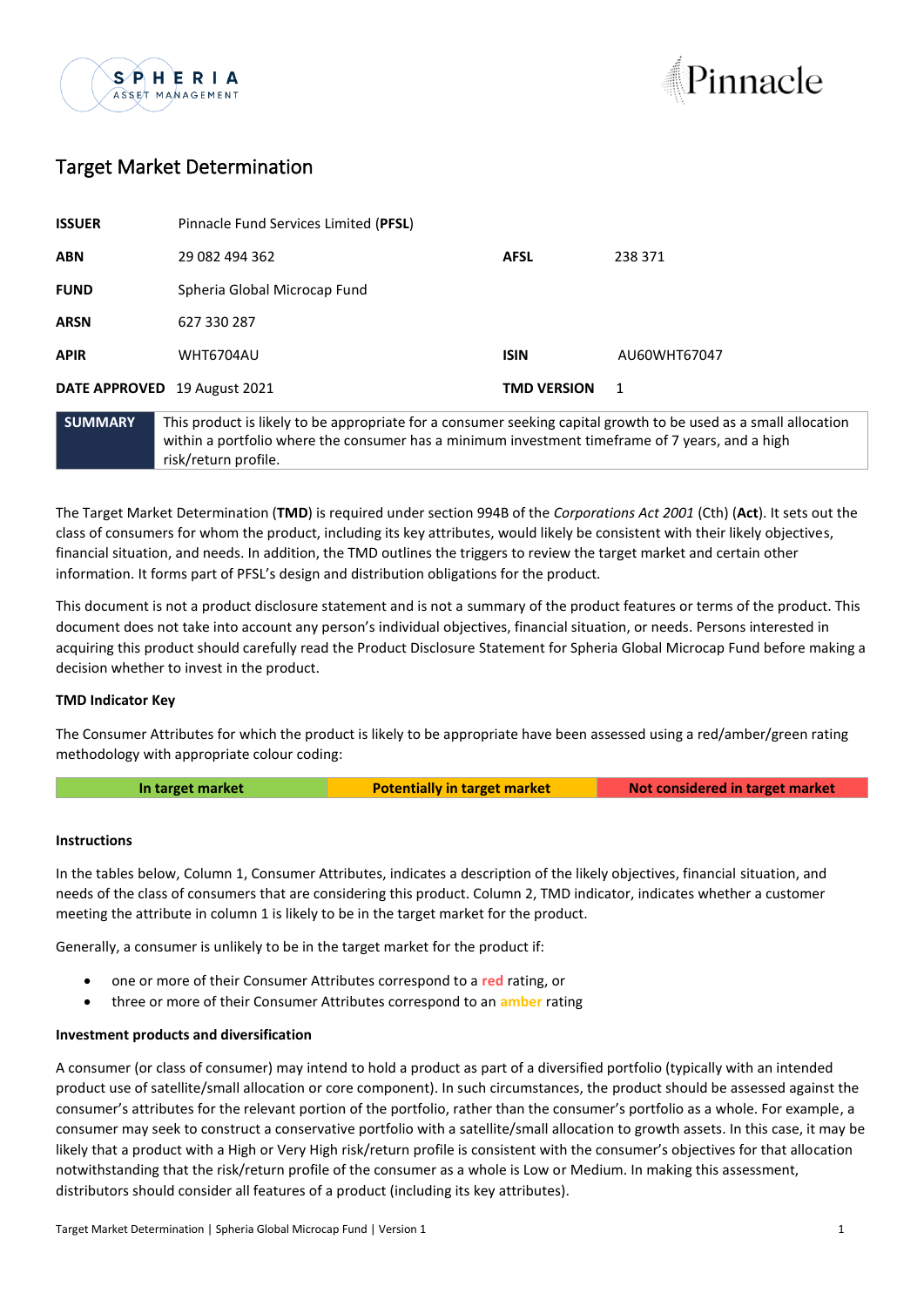# Target Market Determination

| | | | |
|---|---|---|---|
| **ISSUER** | Pinnacle Fund Services Limited (**PFSL**) | | |
| **ABN** | 29 082 494 362 | **AFSL** | 238 371 |
| **FUND** | Spheria Global Microcap Fund | | |
| **ARSN** | 627 330 287 | | |
| **APIR** | WHT6704AU | **ISIN** | AU60WHT67047 |
| **DATE APPROVED** | 19 August 2021 | **TMD VERSION** | 1 |

| **SUMMARY** | This product is likely to be appropriate for a consumer seeking capital growth to be used as a small allocation within a portfolio where the consumer has a minimum investment timeframe of 7 years, and a high risk/return profile. |
|---|---|

The Target Market Determination (**TMD**) is required under section 994B of the *Corporations Act 2001* (Cth) (**Act**). It sets out the class of consumers for whom the product, including its key attributes, would likely be consistent with their likely objectives, financial situation, and needs. In addition, the TMD outlines the triggers to review the target market and certain other information. It forms part of PFSL's design and distribution obligations for the product.

This document is not a product disclosure statement and is not a summary of the product features or terms of the product. This document does not take into account any person's individual objectives, financial situation, or needs. Persons interested in acquiring this product should carefully read the Product Disclosure Statement for Spheria Global Microcap Fund before making a decision whether to invest in the product.

**TMD Indicator Key**

The Consumer Attributes for which the product is likely to be appropriate have been assessed using a red/amber/green rating methodology with appropriate colour coding:

| In target market | Potentially in target market | Not considered in target market |
|---|---|---|

**Instructions**

In the tables below, Column 1, Consumer Attributes, indicates a description of the likely objectives, financial situation, and needs of the class of consumers that are considering this product. Column 2, TMD indicator, indicates whether a customer meeting the attribute in column 1 is likely to be in the target market for the product.

Generally, a consumer is unlikely to be in the target market for the product if:

- one or more of their Consumer Attributes correspond to a red rating, or
- three or more of their Consumer Attributes correspond to an amber rating

**Investment products and diversification**

A consumer (or class of consumer) may intend to hold a product as part of a diversified portfolio (typically with an intended product use of satellite/small allocation or core component). In such circumstances, the product should be assessed against the consumer's attributes for the relevant portion of the portfolio, rather than the consumer's portfolio as a whole. For example, a consumer may seek to construct a conservative portfolio with a satellite/small allocation to growth assets. In this case, it may be likely that a product with a High or Very High risk/return profile is consistent with the consumer's objectives for that allocation notwithstanding that the risk/return profile of the consumer as a whole is Low or Medium. In making this assessment, distributors should consider all features of a product (including its key attributes).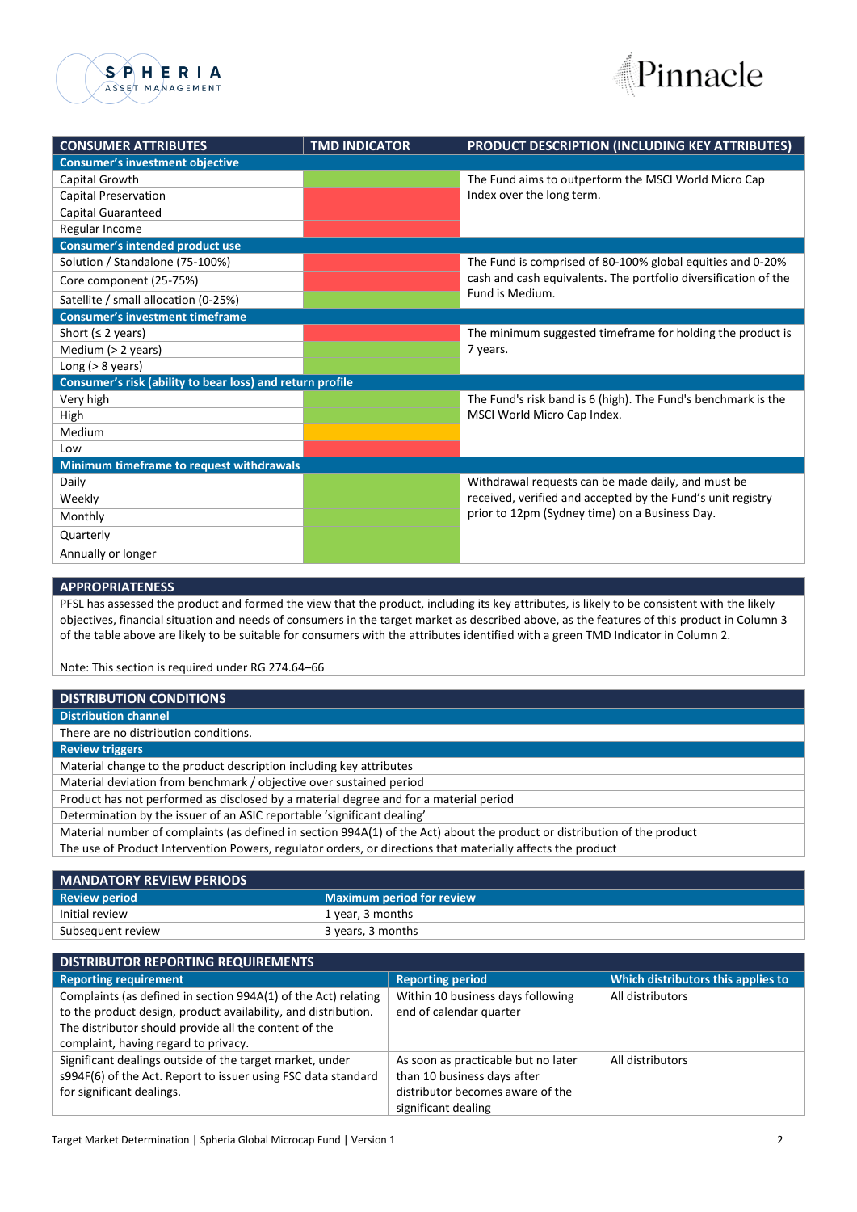| CONSUMER ATTRIBUTES | TMD INDICATOR | PRODUCT DESCRIPTION (INCLUDING KEY ATTRIBUTES) |
|---|---|---|
| **Consumer's investment objective** | | |
| Capital Growth | Green | The Fund aims to outperform the MSCI World Micro Cap Index over the long term. |
| Capital Preservation | Red | |
| Capital Guaranteed | Red | |
| Regular Income | Red | |
| **Consumer's intended product use** | | |
| Solution / Standalone (75-100%) | Red | The Fund is comprised of 80-100% global equities and 0-20% cash and cash equivalents. The portfolio diversification of the Fund is Medium. |
| Core component (25-75%) | Red | |
| Satellite / small allocation (0-25%) | Green | |
| **Consumer's investment timeframe** | | |
| Short (≤ 2 years) | Red | The minimum suggested timeframe for holding the product is 7 years. |
| Medium (> 2 years) | Green | |
| Long (> 8 years) | Green | |
| **Consumer's risk (ability to bear loss) and return profile** | | |
| Very high | Green | The Fund's risk band is 6 (high). The Fund's benchmark is the MSCI World Micro Cap Index. |
| High | Green | |
| Medium | Amber | |
| Low | Red | |
| **Minimum timeframe to request withdrawals** | | |
| Daily | Green | Withdrawal requests can be made daily, and must be received, verified and accepted by the Fund's unit registry prior to 12pm (Sydney time) on a Business Day. |
| Weekly | Green | |
| Monthly | Green | |
| Quarterly | Green | |
| Annually or longer | Green | |

## APPROPRIATENESS

PFSL has assessed the product and formed the view that the product, including its key attributes, is likely to be consistent with the likely objectives, financial situation and needs of consumers in the target market as described above, as the features of this product in Column 3 of the table above are likely to be suitable for consumers with the attributes identified with a green TMD Indicator in Column 2.

Note: This section is required under RG 274.64–66

## DISTRIBUTION CONDITIONS

**Distribution channel**

There are no distribution conditions.

**Review triggers**

- Material change to the product description including key attributes
- Material deviation from benchmark / objective over sustained period
- Product has not performed as disclosed by a material degree and for a material period
- Determination by the issuer of an ASIC reportable 'significant dealing'
- Material number of complaints (as defined in section 994A(1) of the Act) about the product or distribution of the product
- The use of Product Intervention Powers, regulator orders, or directions that materially affects the product

## MANDATORY REVIEW PERIODS

| Review period | Maximum period for review |
|---|---|
| Initial review | 1 year, 3 months |
| Subsequent review | 3 years, 3 months |

## DISTRIBUTOR REPORTING REQUIREMENTS

| Reporting requirement | Reporting period | Which distributors this applies to |
|---|---|---|
| Complaints (as defined in section 994A(1) of the Act) relating to the product design, product availability, and distribution. The distributor should provide all the content of the complaint, having regard to privacy. | Within 10 business days following end of calendar quarter | All distributors |
| Significant dealings outside of the target market, under s994F(6) of the Act. Report to issuer using FSC data standard for significant dealings. | As soon as practicable but no later than 10 business days after distributor becomes aware of the significant dealing | All distributors |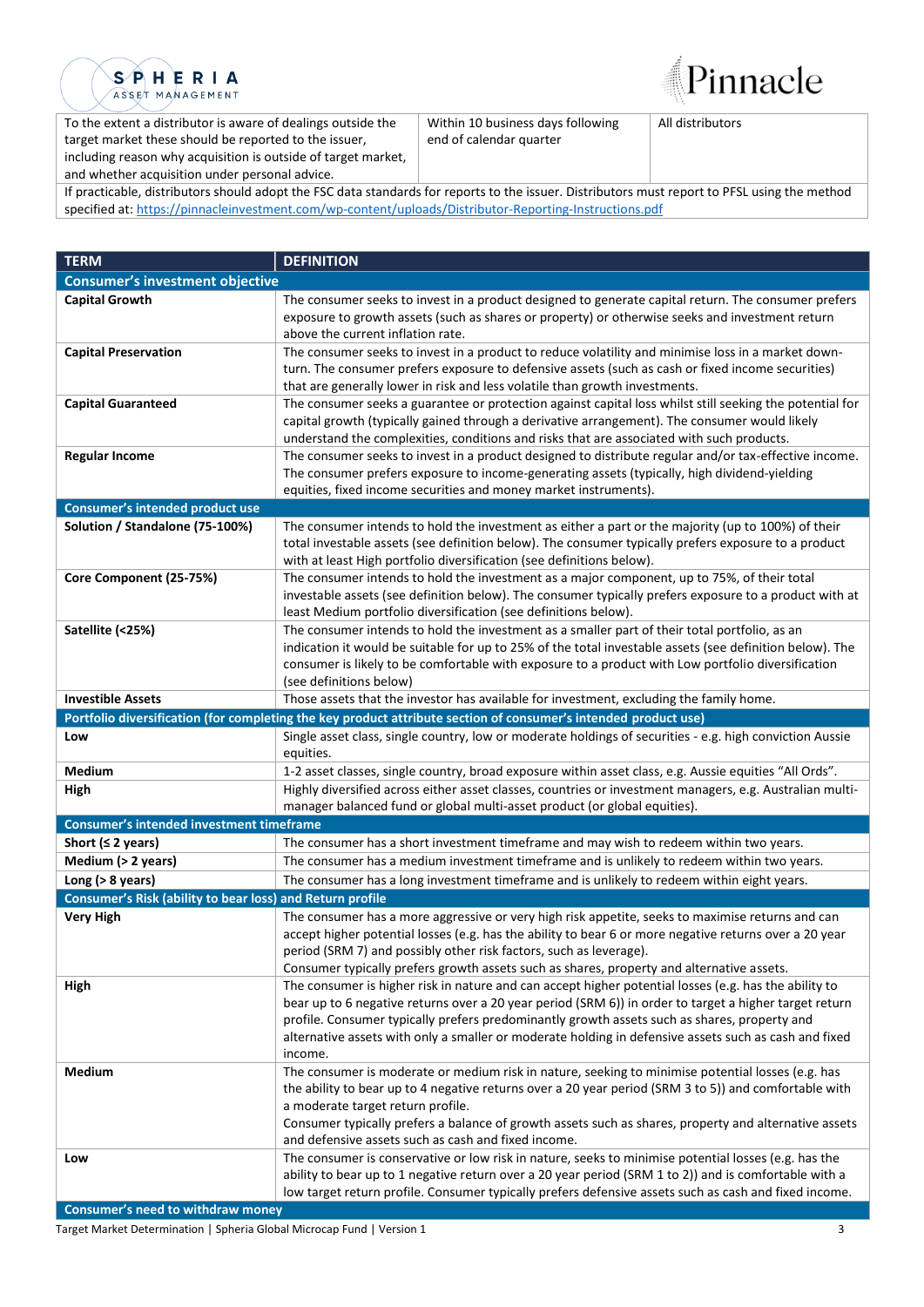| | | |
|---|---|---|
| To the extent a distributor is aware of dealings outside the target market these should be reported to the issuer, including reason why acquisition is outside of target market, and whether acquisition under personal advice. | Within 10 business days following end of calendar quarter | All distributors |

If practicable, distributors should adopt the FSC data standards for reports to the issuer. Distributors must report to PFSL using the method specified at: https://pinnacleinvestment.com/wp-content/uploads/Distributor-Reporting-Instructions.pdf

| TERM | DEFINITION |
|---|---|
| **Consumer's investment objective** | |
| **Capital Growth** | The consumer seeks to invest in a product designed to generate capital return. The consumer prefers exposure to growth assets (such as shares or property) or otherwise seeks and investment return above the current inflation rate. |
| **Capital Preservation** | The consumer seeks to invest in a product to reduce volatility and minimise loss in a market down-turn. The consumer prefers exposure to defensive assets (such as cash or fixed income securities) that are generally lower in risk and less volatile than growth investments. |
| **Capital Guaranteed** | The consumer seeks a guarantee or protection against capital loss whilst still seeking the potential for capital growth (typically gained through a derivative arrangement). The consumer would likely understand the complexities, conditions and risks that are associated with such products. |
| **Regular Income** | The consumer seeks to invest in a product designed to distribute regular and/or tax-effective income. The consumer prefers exposure to income-generating assets (typically, high dividend-yielding equities, fixed income securities and money market instruments). |
| **Consumer's intended product use** | |
| **Solution / Standalone (75-100%)** | The consumer intends to hold the investment as either a part or the majority (up to 100%) of their total investable assets (see definition below). The consumer typically prefers exposure to a product with at least High portfolio diversification (see definitions below). |
| **Core Component (25-75%)** | The consumer intends to hold the investment as a major component, up to 75%, of their total investable assets (see definition below). The consumer typically prefers exposure to a product with at least Medium portfolio diversification (see definitions below). |
| **Satellite (<25%)** | The consumer intends to hold the investment as a smaller part of their total portfolio, as an indication it would be suitable for up to 25% of the total investable assets (see definition below). The consumer is likely to be comfortable with exposure to a product with Low portfolio diversification (see definitions below) |
| **Investible Assets** | Those assets that the investor has available for investment, excluding the family home. |
| **Portfolio diversification (for completing the key product attribute section of consumer's intended product use)** | |
| **Low** | Single asset class, single country, low or moderate holdings of securities - e.g. high conviction Aussie equities. |
| **Medium** | 1-2 asset classes, single country, broad exposure within asset class, e.g. Aussie equities "All Ords". |
| **High** | Highly diversified across either asset classes, countries or investment managers, e.g. Australian multi-manager balanced fund or global multi-asset product (or global equities). |
| **Consumer's intended investment timeframe** | |
| **Short (≤ 2 years)** | The consumer has a short investment timeframe and may wish to redeem within two years. |
| **Medium (> 2 years)** | The consumer has a medium investment timeframe and is unlikely to redeem within two years. |
| **Long (> 8 years)** | The consumer has a long investment timeframe and is unlikely to redeem within eight years. |
| **Consumer's Risk (ability to bear loss) and Return profile** | |
| **Very High** | The consumer has a more aggressive or very high risk appetite, seeks to maximise returns and can accept higher potential losses (e.g. has the ability to bear 6 or more negative returns over a 20 year period (SRM 7) and possibly other risk factors, such as leverage).<br>Consumer typically prefers growth assets such as shares, property and alternative assets. |
| **High** | The consumer is higher risk in nature and can accept higher potential losses (e.g. has the ability to bear up to 6 negative returns over a 20 year period (SRM 6)) in order to target a higher target return profile. Consumer typically prefers predominantly growth assets such as shares, property and alternative assets with only a smaller or moderate holding in defensive assets such as cash and fixed income. |
| **Medium** | The consumer is moderate or medium risk in nature, seeking to minimise potential losses (e.g. has the ability to bear up to 4 negative returns over a 20 year period (SRM 3 to 5)) and comfortable with a moderate target return profile.<br>Consumer typically prefers a balance of growth assets such as shares, property and alternative assets and defensive assets such as cash and fixed income. |
| **Low** | The consumer is conservative or low risk in nature, seeks to minimise potential losses (e.g. has the ability to bear up to 1 negative return over a 20 year period (SRM 1 to 2)) and is comfortable with a low target return profile. Consumer typically prefers defensive assets such as cash and fixed income. |
| **Consumer's need to withdraw money** | |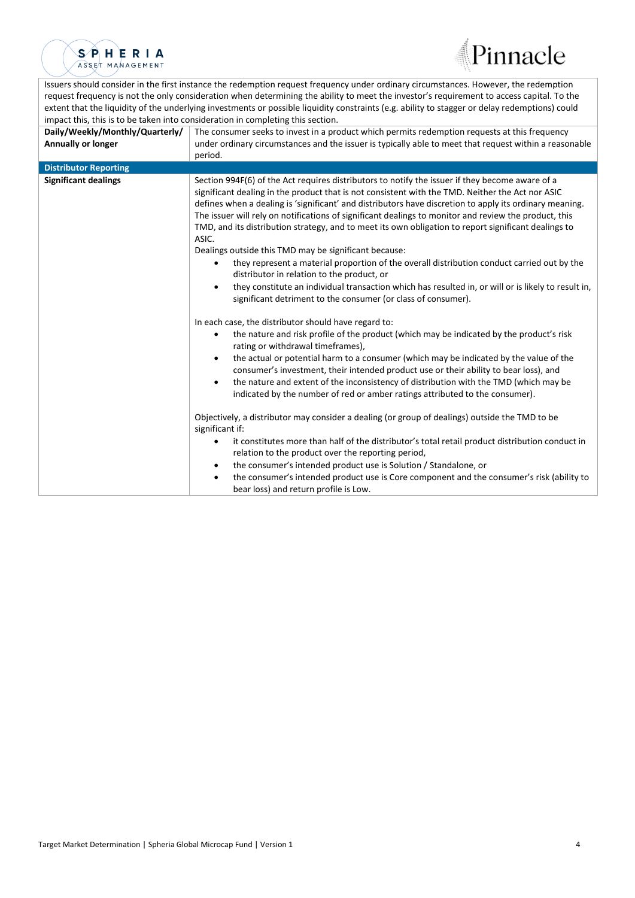| | |
|---|---|
| Issuers should consider in the first instance the redemption request frequency under ordinary circumstances. However, the redemption request frequency is not the only consideration when determining the ability to meet the investor's requirement to access capital. To the extent that the liquidity of the underlying investments or possible liquidity constraints (e.g. ability to stagger or delay redemptions) could impact this, this is to be taken into consideration in completing this section. | |
| **Daily/Weekly/Monthly/Quarterly/ Annually or longer** | The consumer seeks to invest in a product which permits redemption requests at this frequency under ordinary circumstances and the issuer is typically able to meet that request within a reasonable period. |
| **Distributor Reporting** | |
| **Significant dealings** | Section 994F(6) of the Act requires distributors to notify the issuer if they become aware of a significant dealing in the product that is not consistent with the TMD. Neither the Act nor ASIC defines when a dealing is 'significant' and distributors have discretion to apply its ordinary meaning. The issuer will rely on notifications of significant dealings to monitor and review the product, this TMD, and its distribution strategy, and to meet its own obligation to report significant dealings to ASIC.<br>Dealings outside this TMD may be significant because:<br>• they represent a material proportion of the overall distribution conduct carried out by the distributor in relation to the product, or<br>• they constitute an individual transaction which has resulted in, or will or is likely to result in, significant detriment to the consumer (or class of consumer).<br><br>In each case, the distributor should have regard to:<br>• the nature and risk profile of the product (which may be indicated by the product's risk rating or withdrawal timeframes),<br>• the actual or potential harm to a consumer (which may be indicated by the value of the consumer's investment, their intended product use or their ability to bear loss), and<br>• the nature and extent of the inconsistency of distribution with the TMD (which may be indicated by the number of red or amber ratings attributed to the consumer).<br><br>Objectively, a distributor may consider a dealing (or group of dealings) outside the TMD to be significant if:<br>• it constitutes more than half of the distributor's total retail product distribution conduct in relation to the product over the reporting period,<br>• the consumer's intended product use is Solution / Standalone, or<br>• the consumer's intended product use is Core component and the consumer's risk (ability to bear loss) and return profile is Low. |